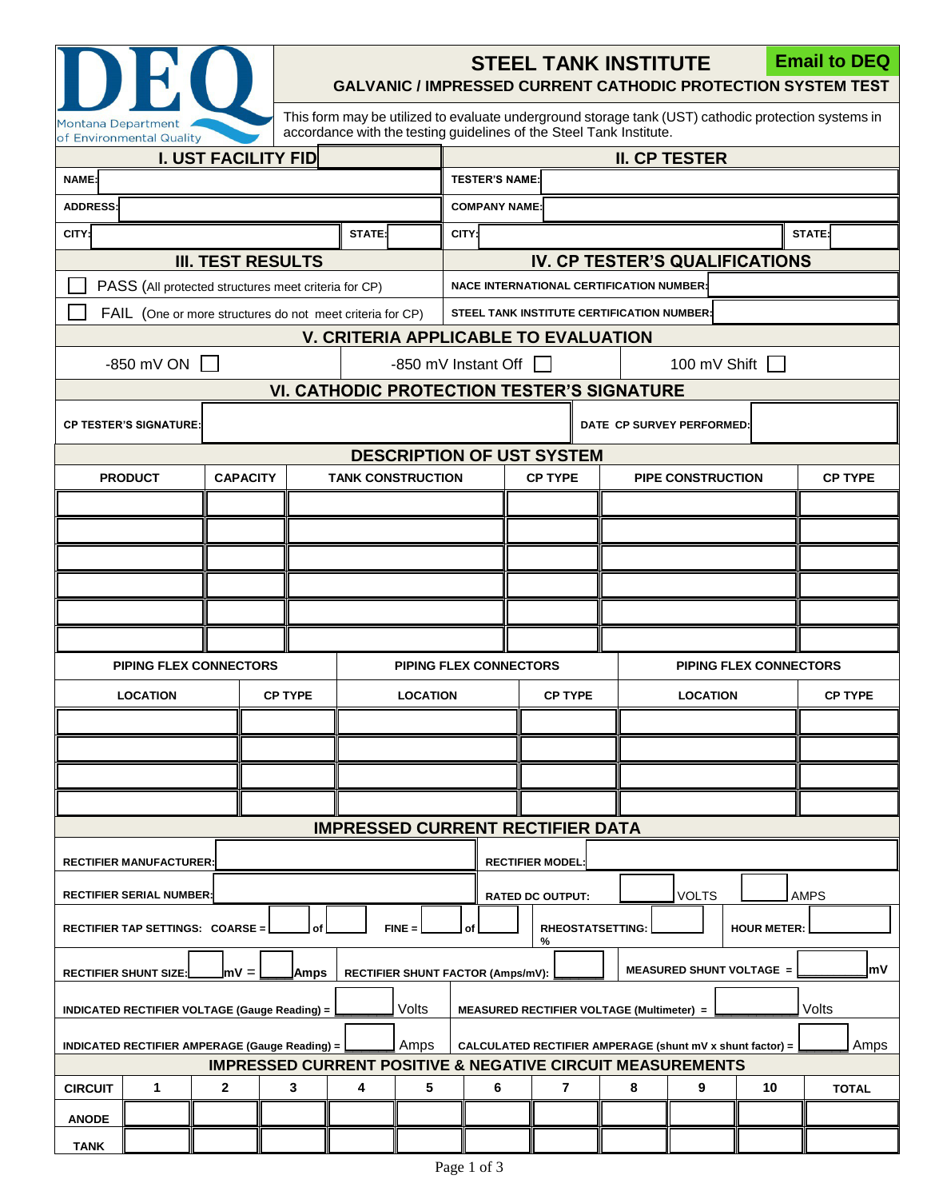DEQ
Montana Department of Environmental Quality

# STEEL TANK INSTITUTE

**Email to DEQ**

## GALVANIC / IMPRESSED CURRENT CATHODIC PROTECTION SYSTEM TEST

This form may be utilized to evaluate underground storage tank (UST) cathodic protection systems in accordance with the testing guidelines of the Steel Tank Institute.

| I. UST FACILITY FID | | | | II. CP TESTER | | | |
|---|---|---|---|---|---|---|---|
| NAME: | | | | TESTER'S NAME: | | | |
| ADDRESS: | | | | COMPANY NAME: | | | |
| CITY: | | STATE: | | CITY: | | STATE: | |

| III. TEST RESULTS | IV. CP TESTER'S QUALIFICATIONS | |
|---|---|---|
| ☐ PASS (All protected structures meet criteria for CP) | NACE INTERNATIONAL CERTIFICATION NUMBER: | |
| ☐ FAIL (One or more structures do not meet criteria for CP) | STEEL TANK INSTITUTE CERTIFICATION NUMBER: | |

### V. CRITERIA APPLICABLE TO EVALUATION

| -850 mV ON ☐ | -850 mV Instant Off ☐ | 100 mV Shift ☐ |
|---|---|---|

### VI. CATHODIC PROTECTION TESTER'S SIGNATURE

| CP TESTER'S SIGNATURE: | | DATE CP SURVEY PERFORMED: | |
|---|---|---|---|

### DESCRIPTION OF UST SYSTEM

| PRODUCT | CAPACITY | TANK CONSTRUCTION | CP TYPE | PIPE CONSTRUCTION | CP TYPE |
|---|---|---|---|---|---|
| | | | | | |
| | | | | | |
| | | | | | |
| | | | | | |
| | | | | | |
| | | | | | |

| PIPING FLEX CONNECTORS | | PIPING FLEX CONNECTORS | | PIPING FLEX CONNECTORS | |
|---|---|---|---|---|---|
| LOCATION | CP TYPE | LOCATION | CP TYPE | LOCATION | CP TYPE |
| | | | | | |
| | | | | | |
| | | | | | |
| | | | | | |

### IMPRESSED CURRENT RECTIFIER DATA

RECTIFIER MANUFACTURER: ______ RECTIFIER MODEL: ______

RECTIFIER SERIAL NUMBER: ______ RATED DC OUTPUT: ______ VOLTS ______ AMPS

RECTIFIER TAP SETTINGS: COARSE = ______ of ______ FINE = ______ of ______ RHEOSTATSETTING: ______ % HOUR METER: ______

RECTIFIER SHUNT SIZE: ______ mV = ______ Amps RECTIFIER SHUNT FACTOR (Amps/mV): ______ MEASURED SHUNT VOLTAGE = ______ mV

INDICATED RECTIFIER VOLTAGE (Gauge Reading) = ______ Volts MEASURED RECTIFIER VOLTAGE (Multimeter) = ______ Volts

INDICATED RECTIFIER AMPERAGE (Gauge Reading) = ______ Amps CALCULATED RECTIFIER AMPERAGE (shunt mV x shunt factor) = ______ Amps

### IMPRESSED CURRENT POSITIVE & NEGATIVE CIRCUIT MEASUREMENTS

| CIRCUIT | 1 | 2 | 3 | 4 | 5 | 6 | 7 | 8 | 9 | 10 | TOTAL |
|---|---|---|---|---|---|---|---|---|---|---|---|
| ANODE | | | | | | | | | | | |
| TANK | | | | | | | | | | | |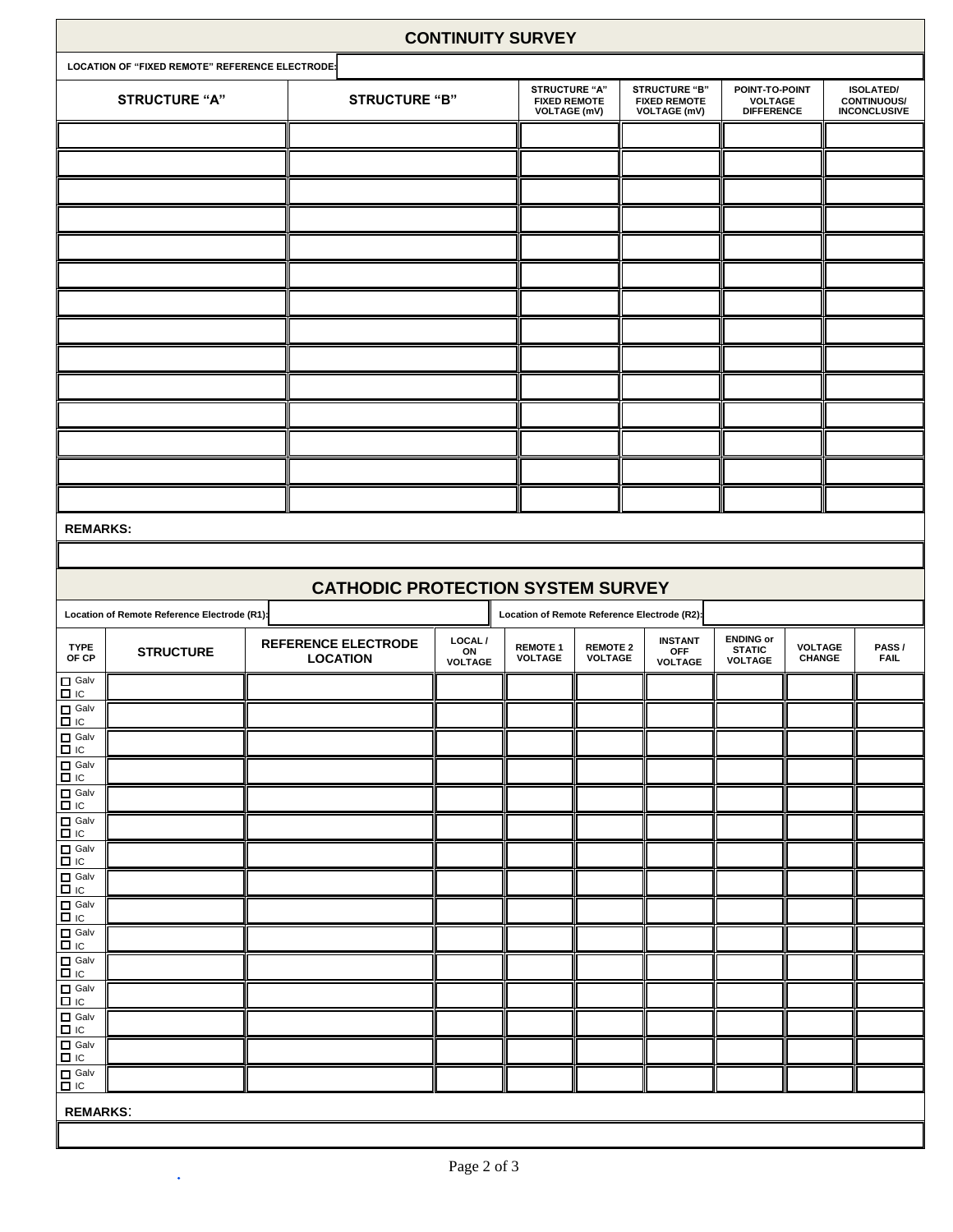## CONTINUITY SURVEY

**LOCATION OF "FIXED REMOTE" REFERENCE ELECTRODE:**

| STRUCTURE "A" | STRUCTURE "B" | STRUCTURE "A" FIXED REMOTE VOLTAGE (mV) | STRUCTURE "B" FIXED REMOTE VOLTAGE (mV) | POINT-TO-POINT VOLTAGE DIFFERENCE | ISOLATED/ CONTINUOUS/ INCONCLUSIVE |
|---|---|---|---|---|---|
| | | | | | |
| | | | | | |
| | | | | | |
| | | | | | |
| | | | | | |
| | | | | | |
| | | | | | |
| | | | | | |
| | | | | | |
| | | | | | |
| | | | | | |
| | | | | | |
| | | | | | |
| | | | | | |

**REMARKS:**

## CATHODIC PROTECTION SYSTEM SURVEY

**Location of Remote Reference Electrode (R1):** | **Location of Remote Reference Electrode (R2):**

| TYPE OF CP | STRUCTURE | REFERENCE ELECTRODE LOCATION | LOCAL / ON VOLTAGE | REMOTE 1 VOLTAGE | REMOTE 2 VOLTAGE | INSTANT OFF VOLTAGE | ENDING or STATIC VOLTAGE | VOLTAGE CHANGE | PASS / FAIL |
|---|---|---|---|---|---|---|---|---|---|
| ☐ Galv ☐ IC | | | | | | | | | |
| ☐ Galv ☐ IC | | | | | | | | | |
| ☐ Galv ☐ IC | | | | | | | | | |
| ☐ Galv ☐ IC | | | | | | | | | |
| ☐ Galv ☐ IC | | | | | | | | | |
| ☐ Galv ☐ IC | | | | | | | | | |
| ☐ Galv ☐ IC | | | | | | | | | |
| ☐ Galv ☐ IC | | | | | | | | | |
| ☐ Galv ☐ IC | | | | | | | | | |
| ☐ Galv ☐ IC | | | | | | | | | |
| ☐ Galv ☐ IC | | | | | | | | | |
| ☐ Galv ☐ IC | | | | | | | | | |
| ☐ Galv ☐ IC | | | | | | | | | |
| ☐ Galv ☐ IC | | | | | | | | | |
| ☐ Galv ☐ IC | | | | | | | | | |

**REMARKS:**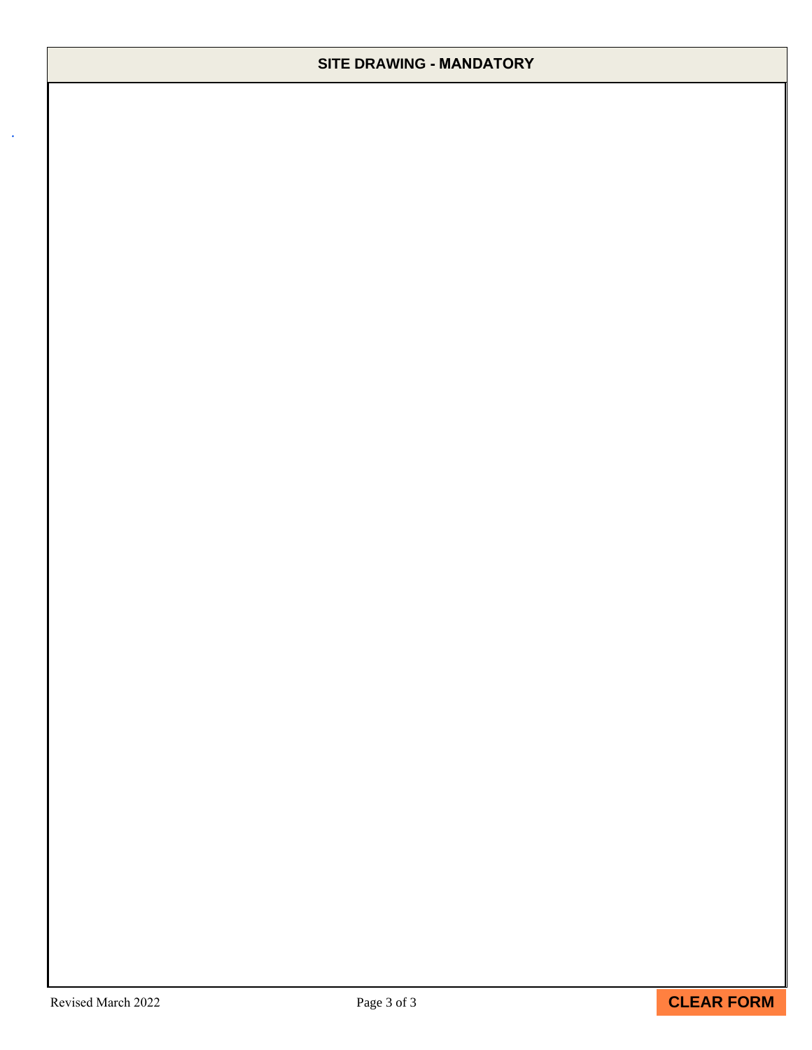## SITE DRAWING - MANDATORY

Revised March 2022

CLEAR FORM